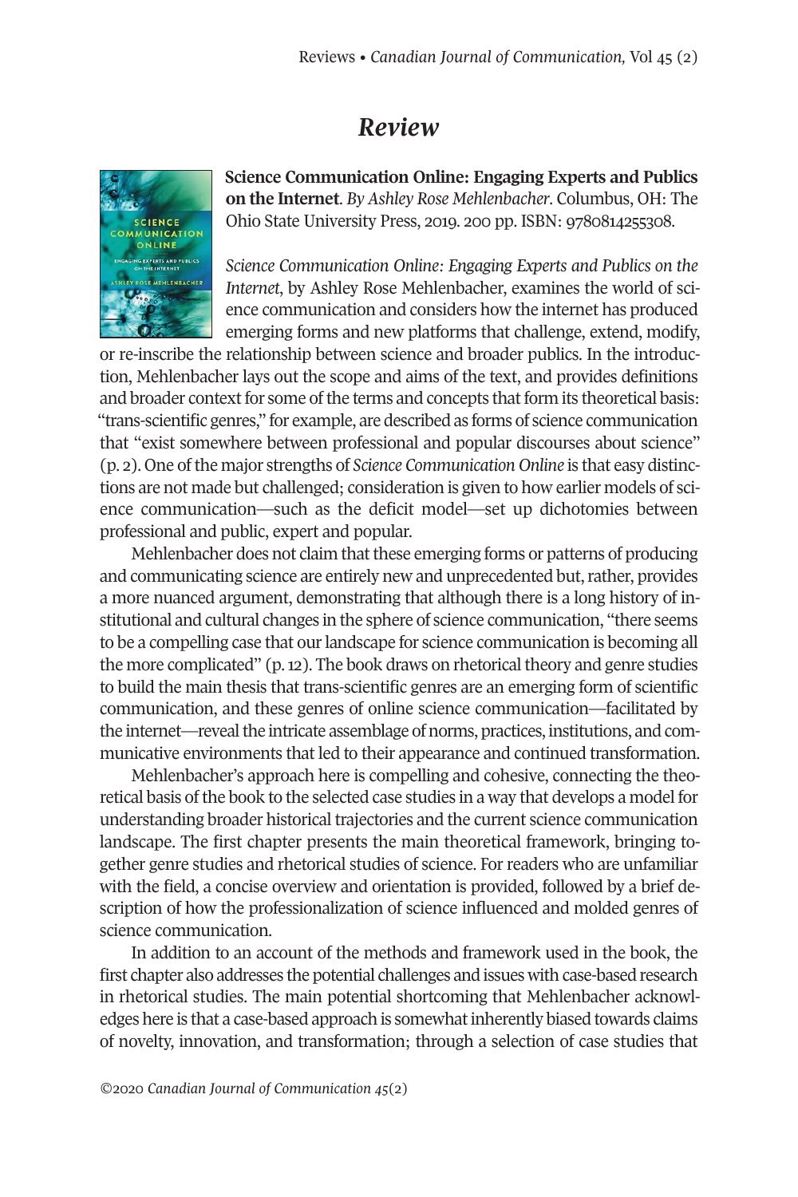# Review

**Science Communication Online: Engaging Experts and Publics on the Internet**. *By Ashley Rose Mehlenbacher*. Columbus, OH: The Ohio State University Press, 2019. 200 pp. ISBN: 9780814255308.

*Science Communication Online: Engaging Experts and Publics on the Internet*, by Ashley Rose Mehlenbacher, examines the world of science communication and considers how the internet has produced emerging forms and new platforms that challenge, extend, modify, or re-inscribe the relationship between science and broader publics. In the introduction, Mehlenbacher lays out the scope and aims of the text, and provides definitions and broader context for some of the terms and concepts that form its theoretical basis: "trans-scientific genres," for example, are described as forms of science communication that "exist somewhere between professional and popular discourses about science" (p. 2). One of the major strengths of *Science Communication Online* is that easy distinctions are not made but challenged; consideration is given to how earlier models of science communication—such as the deficit model—set up dichotomies between professional and public, expert and popular.

Mehlenbacher does not claim that these emerging forms or patterns of producing and communicating science are entirely new and unprecedented but, rather, provides a more nuanced argument, demonstrating that although there is a long history of institutional and cultural changes in the sphere of science communication, "there seems to be a compelling case that our landscape for science communication is becoming all the more complicated" (p. 12). The book draws on rhetorical theory and genre studies to build the main thesis that trans-scientific genres are an emerging form of scientific communication, and these genres of online science communication—facilitated by the internet—reveal the intricate assemblage of norms, practices, institutions, and communicative environments that led to their appearance and continued transformation.

Mehlenbacher's approach here is compelling and cohesive, connecting the theoretical basis of the book to the selected case studies in a way that develops a model for understanding broader historical trajectories and the current science communication landscape. The first chapter presents the main theoretical framework, bringing together genre studies and rhetorical studies of science. For readers who are unfamiliar with the field, a concise overview and orientation is provided, followed by a brief description of how the professionalization of science influenced and molded genres of science communication.

In addition to an account of the methods and framework used in the book, the first chapter also addresses the potential challenges and issues with case-based research in rhetorical studies. The main potential shortcoming that Mehlenbacher acknowledges here is that a case-based approach is somewhat inherently biased towards claims of novelty, innovation, and transformation; through a selection of case studies that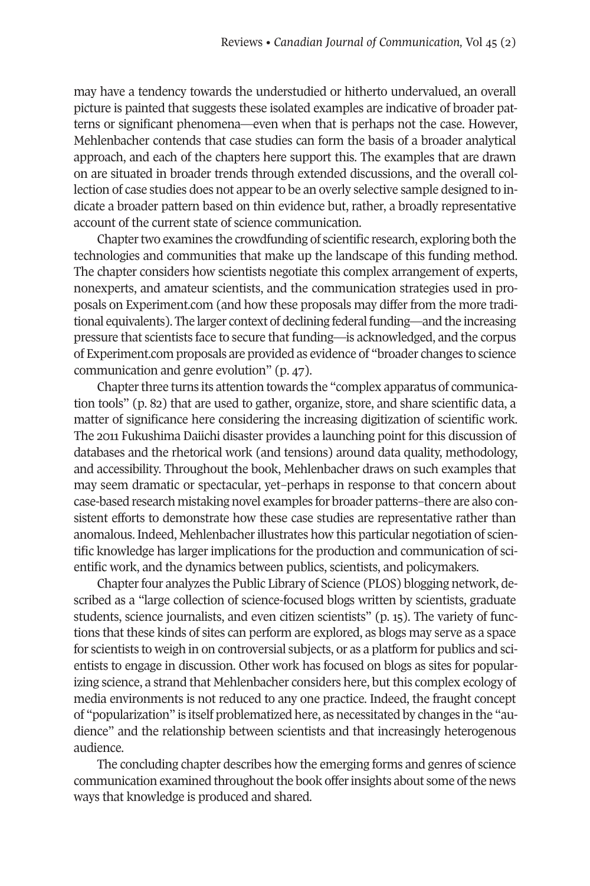may have a tendency towards the understudied or hitherto undervalued, an overall picture is painted that suggests these isolated examples are indicative of broader patterns or significant phenomena—even when that is perhaps not the case. However, Mehlenbacher contends that case studies can form the basis of a broader analytical approach, and each of the chapters here support this. The examples that are drawn on are situated in broader trends through extended discussions, and the overall collection of case studies does not appear to be an overly selective sample designed to indicate a broader pattern based on thin evidence but, rather, a broadly representative account of the current state of science communication.

Chapter two examines the crowdfunding of scientific research, exploring both the technologies and communities that make up the landscape of this funding method. The chapter considers how scientists negotiate this complex arrangement of experts, nonexperts, and amateur scientists, and the communication strategies used in proposals on Experiment.com (and how these proposals may differ from the more traditional equivalents). The larger context of declining federal funding—and the increasing pressure that scientists face to secure that funding—is acknowledged, and the corpus of Experiment.com proposals are provided as evidence of "broader changes to science communication and genre evolution" (p. 47).

Chapter three turns its attention towards the "complex apparatus of communication tools" (p. 82) that are used to gather, organize, store, and share scientific data, a matter of significance here considering the increasing digitization of scientific work. The 2011 Fukushima Daiichi disaster provides a launching point for this discussion of databases and the rhetorical work (and tensions) around data quality, methodology, and accessibility. Throughout the book, Mehlenbacher draws on such examples that may seem dramatic or spectacular, yet–perhaps in response to that concern about case-based research mistaking novel examples for broader patterns–there are also consistent efforts to demonstrate how these case studies are representative rather than anomalous. Indeed, Mehlenbacher illustrates how this particular negotiation of scientific knowledge has larger implications for the production and communication of scientific work, and the dynamics between publics, scientists, and policymakers.

Chapter four analyzes the Public Library of Science (PLOS) blogging network, described as a "large collection of science-focused blogs written by scientists, graduate students, science journalists, and even citizen scientists" (p. 15). The variety of functions that these kinds of sites can perform are explored, as blogs may serve as a space for scientists to weigh in on controversial subjects, or as a platform for publics and scientists to engage in discussion. Other work has focused on blogs as sites for popularizing science, a strand that Mehlenbacher considers here, but this complex ecology of media environments is not reduced to any one practice. Indeed, the fraught concept of "popularization" is itself problematized here, as necessitated by changes in the "audience" and the relationship between scientists and that increasingly heterogenous audience.

The concluding chapter describes how the emerging forms and genres of science communication examined throughout the book offer insights about some of the news ways that knowledge is produced and shared.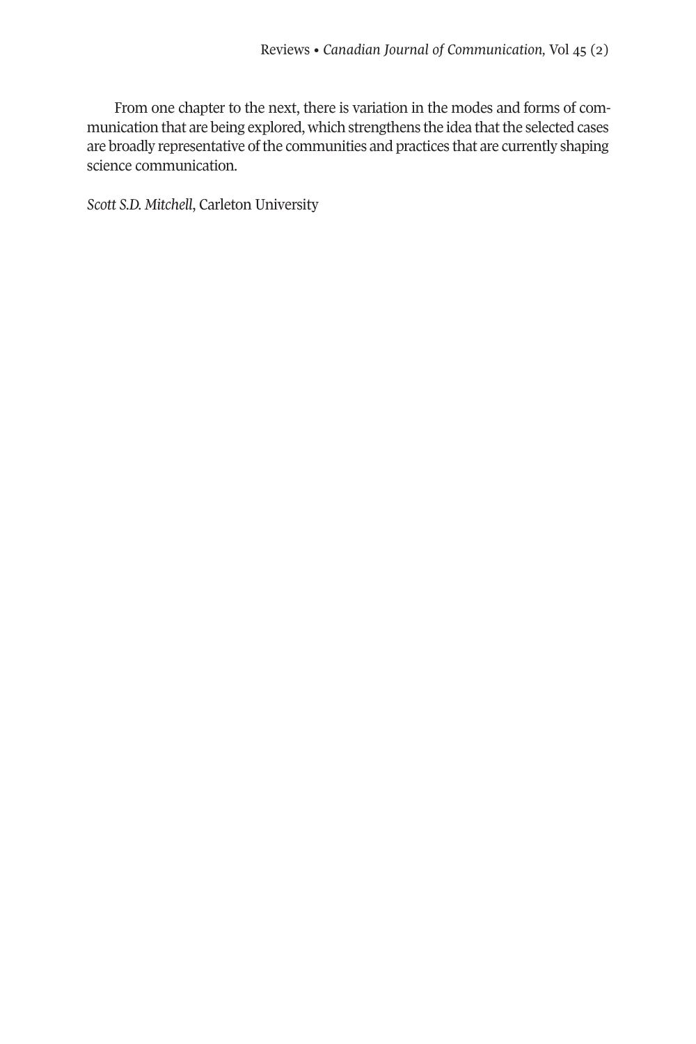From one chapter to the next, there is variation in the modes and forms of communication that are being explored, which strengthens the idea that the selected cases are broadly representative of the communities and practices that are currently shaping science communication.

*Scott S.D. Mitchell*, Carleton University